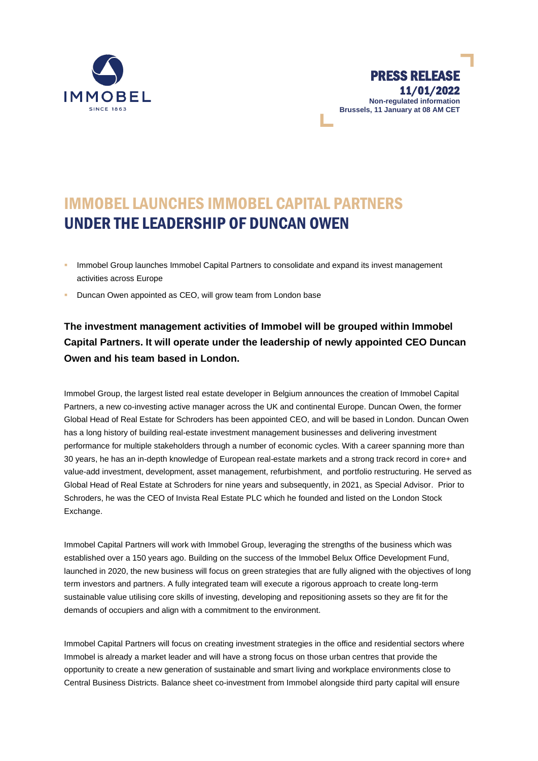**PRESS RELEASE**
**11/01/2022**
**Non-regulated information**
**Brussels, 11 January at 08 AM CET**

# IMMOBEL LAUNCHES IMMOBEL CAPITAL PARTNERS UNDER THE LEADERSHIP OF DUNCAN OWEN

- Immobel Group launches Immobel Capital Partners to consolidate and expand its invest management activities across Europe
- Duncan Owen appointed as CEO, will grow team from London base

**The investment management activities of Immobel will be grouped within Immobel Capital Partners. It will operate under the leadership of newly appointed CEO Duncan Owen and his team based in London.**

Immobel Group, the largest listed real estate developer in Belgium announces the creation of Immobel Capital Partners, a new co-investing active manager across the UK and continental Europe. Duncan Owen, the former Global Head of Real Estate for Schroders has been appointed CEO, and will be based in London. Duncan Owen has a long history of building real-estate investment management businesses and delivering investment performance for multiple stakeholders through a number of economic cycles. With a career spanning more than 30 years, he has an in-depth knowledge of European real-estate markets and a strong track record in core+ and value-add investment, development, asset management, refurbishment, and portfolio restructuring. He served as Global Head of Real Estate at Schroders for nine years and subsequently, in 2021, as Special Advisor. Prior to Schroders, he was the CEO of Invista Real Estate PLC which he founded and listed on the London Stock Exchange.

Immobel Capital Partners will work with Immobel Group, leveraging the strengths of the business which was established over a 150 years ago. Building on the success of the Immobel Belux Office Development Fund, launched in 2020, the new business will focus on green strategies that are fully aligned with the objectives of long term investors and partners. A fully integrated team will execute a rigorous approach to create long-term sustainable value utilising core skills of investing, developing and repositioning assets so they are fit for the demands of occupiers and align with a commitment to the environment.

Immobel Capital Partners will focus on creating investment strategies in the office and residential sectors where Immobel is already a market leader and will have a strong focus on those urban centres that provide the opportunity to create a new generation of sustainable and smart living and workplace environments close to Central Business Districts. Balance sheet co-investment from Immobel alongside third party capital will ensure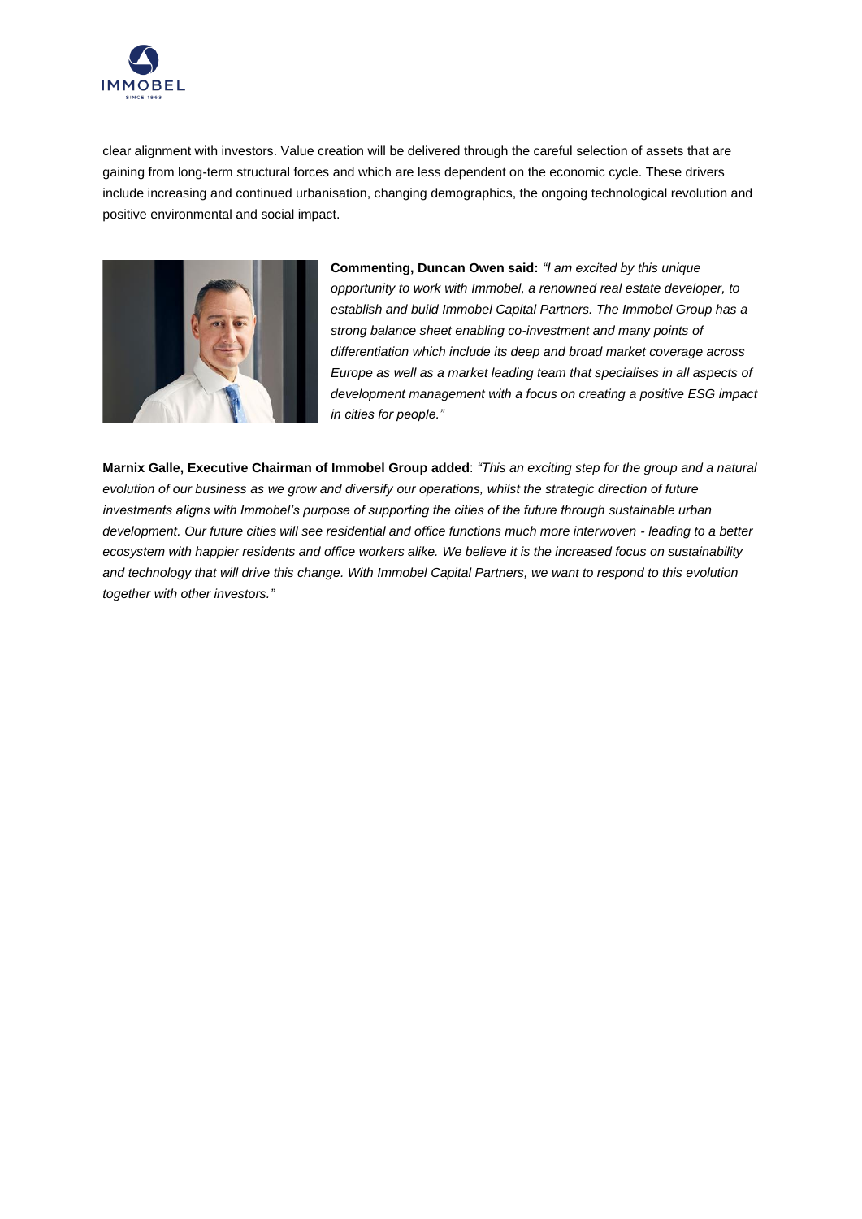clear alignment with investors. Value creation will be delivered through the careful selection of assets that are gaining from long-term structural forces and which are less dependent on the economic cycle. These drivers include increasing and continued urbanisation, changing demographics, the ongoing technological revolution and positive environmental and social impact.

**Commenting, Duncan Owen said:** *"I am excited by this unique opportunity to work with Immobel, a renowned real estate developer, to establish and build Immobel Capital Partners. The Immobel Group has a strong balance sheet enabling co-investment and many points of differentiation which include its deep and broad market coverage across Europe as well as a market leading team that specialises in all aspects of development management with a focus on creating a positive ESG impact in cities for people."*

**Marnix Galle, Executive Chairman of Immobel Group added**: *"This an exciting step for the group and a natural evolution of our business as we grow and diversify our operations, whilst the strategic direction of future investments aligns with Immobel's purpose of supporting the cities of the future through sustainable urban development. Our future cities will see residential and office functions much more interwoven - leading to a better ecosystem with happier residents and office workers alike. We believe it is the increased focus on sustainability and technology that will drive this change. With Immobel Capital Partners, we want to respond to this evolution together with other investors."*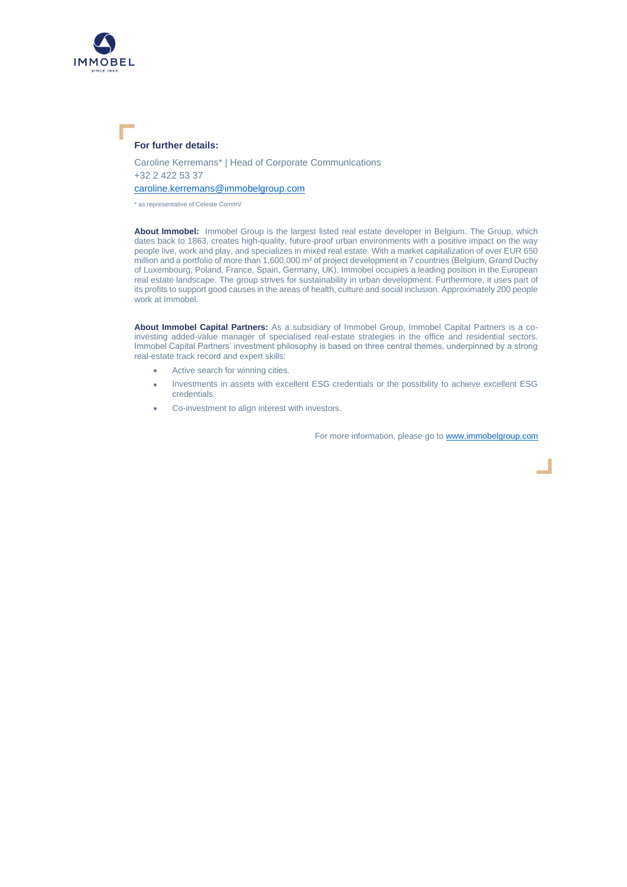**For further details:**

Caroline Kerremans* | Head of Corporate Communications
+32 2 422 53 37
caroline.kerremans@immobelgroup.com

* as representative of Celeste CommV

**About Immobel:** Immobel Group is the largest listed real estate developer in Belgium. The Group, which dates back to 1863, creates high-quality, future-proof urban environments with a positive impact on the way people live, work and play, and specializes in mixed real estate. With a market capitalization of over EUR 650 million and a portfolio of more than 1,600,000 m² of project development in 7 countries (Belgium, Grand Duchy of Luxembourg, Poland, France, Spain, Germany, UK), Immobel occupies a leading position in the European real estate landscape. The group strives for sustainability in urban development. Furthermore, it uses part of its profits to support good causes in the areas of health, culture and social inclusion. Approximately 200 people work at Immobel.

**About Immobel Capital Partners:** As a subsidiary of Immobel Group, Immobel Capital Partners is a co-investing added-value manager of specialised real-estate strategies in the office and residential sectors. Immobel Capital Partners' investment philosophy is based on three central themes, underpinned by a strong real-estate track record and expert skills:

- Active search for winning cities.
- Investments in assets with excellent ESG credentials or the possibility to achieve excellent ESG credentials.
- Co-investment to align interest with investors.

For more information, please go to www.immobelgroup.com